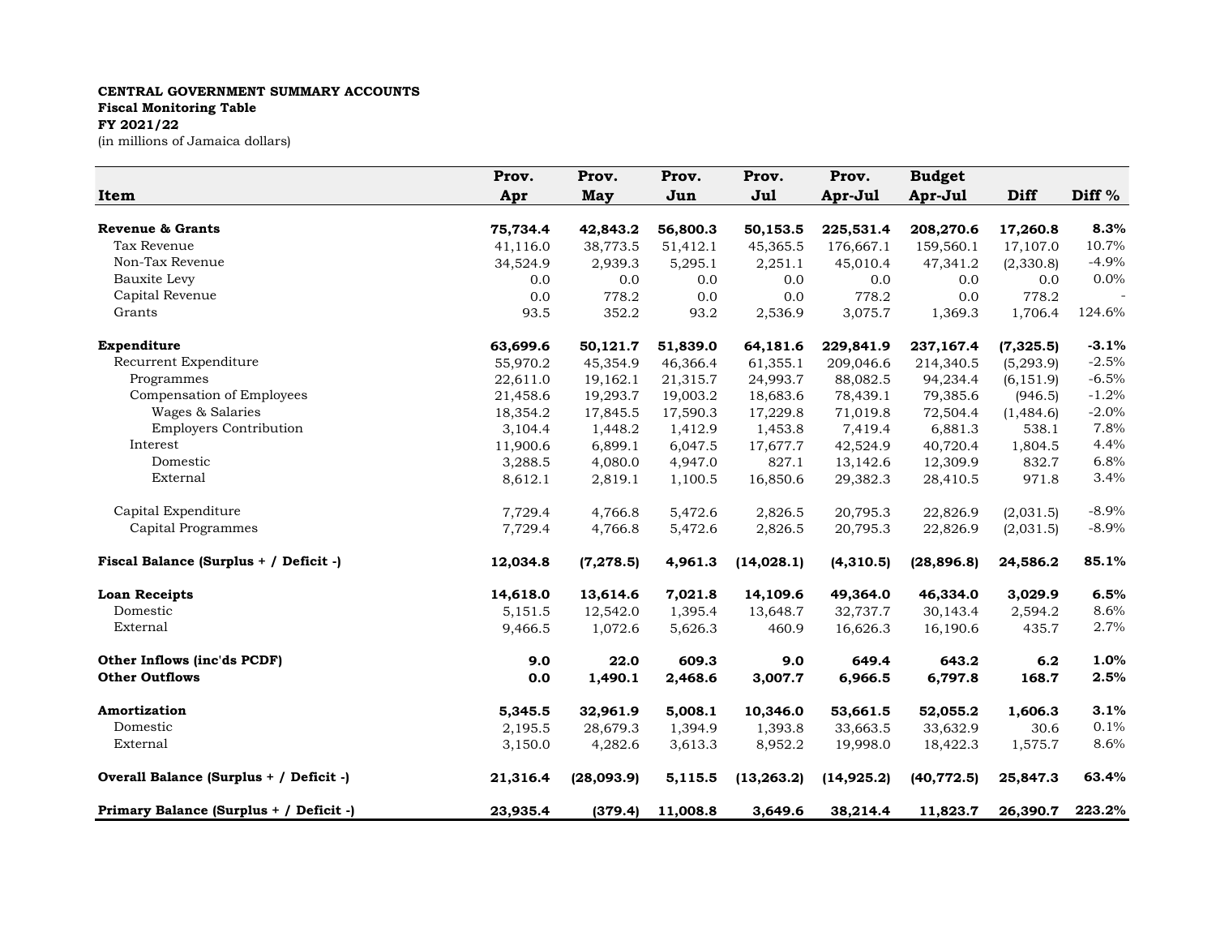**CENTRAL GOVERNMENT SUMMARY ACCOUNTS**
**Fiscal Monitoring Table**
**FY 2021/22**
(in millions of Jamaica dollars)

| Item | Prov. Apr | Prov. May | Prov. Jun | Prov. Jul | Prov. Apr-Jul | Budget Apr-Jul | Diff | Diff % |
|---|---|---|---|---|---|---|---|---|
| **Revenue & Grants** | **75,734.4** | **42,843.2** | **56,800.3** | **50,153.5** | **225,531.4** | **208,270.6** | **17,260.8** | **8.3%** |
| Tax Revenue | 41,116.0 | 38,773.5 | 51,412.1 | 45,365.5 | 176,667.1 | 159,560.1 | 17,107.0 | 10.7% |
| Non-Tax Revenue | 34,524.9 | 2,939.3 | 5,295.1 | 2,251.1 | 45,010.4 | 47,341.2 | (2,330.8) | -4.9% |
| Bauxite Levy | 0.0 | 0.0 | 0.0 | 0.0 | 0.0 | 0.0 | 0.0 | 0.0% |
| Capital Revenue | 0.0 | 778.2 | 0.0 | 0.0 | 778.2 | 0.0 | 778.2 | - |
| Grants | 93.5 | 352.2 | 93.2 | 2,536.9 | 3,075.7 | 1,369.3 | 1,706.4 | 124.6% |
| **Expenditure** | **63,699.6** | **50,121.7** | **51,839.0** | **64,181.6** | **229,841.9** | **237,167.4** | **(7,325.5)** | **-3.1%** |
| Recurrent Expenditure | 55,970.2 | 45,354.9 | 46,366.4 | 61,355.1 | 209,046.6 | 214,340.5 | (5,293.9) | -2.5% |
| Programmes | 22,611.0 | 19,162.1 | 21,315.7 | 24,993.7 | 88,082.5 | 94,234.4 | (6,151.9) | -6.5% |
| Compensation of Employees | 21,458.6 | 19,293.7 | 19,003.2 | 18,683.6 | 78,439.1 | 79,385.6 | (946.5) | -1.2% |
| Wages & Salaries | 18,354.2 | 17,845.5 | 17,590.3 | 17,229.8 | 71,019.8 | 72,504.4 | (1,484.6) | -2.0% |
| Employers Contribution | 3,104.4 | 1,448.2 | 1,412.9 | 1,453.8 | 7,419.4 | 6,881.3 | 538.1 | 7.8% |
| Interest | 11,900.6 | 6,899.1 | 6,047.5 | 17,677.7 | 42,524.9 | 40,720.4 | 1,804.5 | 4.4% |
| Domestic | 3,288.5 | 4,080.0 | 4,947.0 | 827.1 | 13,142.6 | 12,309.9 | 832.7 | 6.8% |
| External | 8,612.1 | 2,819.1 | 1,100.5 | 16,850.6 | 29,382.3 | 28,410.5 | 971.8 | 3.4% |
| Capital Expenditure | 7,729.4 | 4,766.8 | 5,472.6 | 2,826.5 | 20,795.3 | 22,826.9 | (2,031.5) | -8.9% |
| Capital Programmes | 7,729.4 | 4,766.8 | 5,472.6 | 2,826.5 | 20,795.3 | 22,826.9 | (2,031.5) | -8.9% |
| **Fiscal Balance (Surplus + / Deficit -)** | **12,034.8** | **(7,278.5)** | **4,961.3** | **(14,028.1)** | **(4,310.5)** | **(28,896.8)** | **24,586.2** | **85.1%** |
| **Loan Receipts** | **14,618.0** | **13,614.6** | **7,021.8** | **14,109.6** | **49,364.0** | **46,334.0** | **3,029.9** | **6.5%** |
| Domestic | 5,151.5 | 12,542.0 | 1,395.4 | 13,648.7 | 32,737.7 | 30,143.4 | 2,594.2 | 8.6% |
| External | 9,466.5 | 1,072.6 | 5,626.3 | 460.9 | 16,626.3 | 16,190.6 | 435.7 | 2.7% |
| **Other Inflows (inc'ds PCDF)** | **9.0** | **22.0** | **609.3** | **9.0** | **649.4** | **643.2** | **6.2** | **1.0%** |
| **Other Outflows** | **0.0** | **1,490.1** | **2,468.6** | **3,007.7** | **6,966.5** | **6,797.8** | **168.7** | **2.5%** |
| **Amortization** | **5,345.5** | **32,961.9** | **5,008.1** | **10,346.0** | **53,661.5** | **52,055.2** | **1,606.3** | **3.1%** |
| Domestic | 2,195.5 | 28,679.3 | 1,394.9 | 1,393.8 | 33,663.5 | 33,632.9 | 30.6 | 0.1% |
| External | 3,150.0 | 4,282.6 | 3,613.3 | 8,952.2 | 19,998.0 | 18,422.3 | 1,575.7 | 8.6% |
| **Overall Balance (Surplus + / Deficit -)** | **21,316.4** | **(28,093.9)** | **5,115.5** | **(13,263.2)** | **(14,925.2)** | **(40,772.5)** | **25,847.3** | **63.4%** |
| **Primary Balance (Surplus + / Deficit -)** | **23,935.4** | **(379.4)** | **11,008.8** | **3,649.6** | **38,214.4** | **11,823.7** | **26,390.7** | **223.2%** |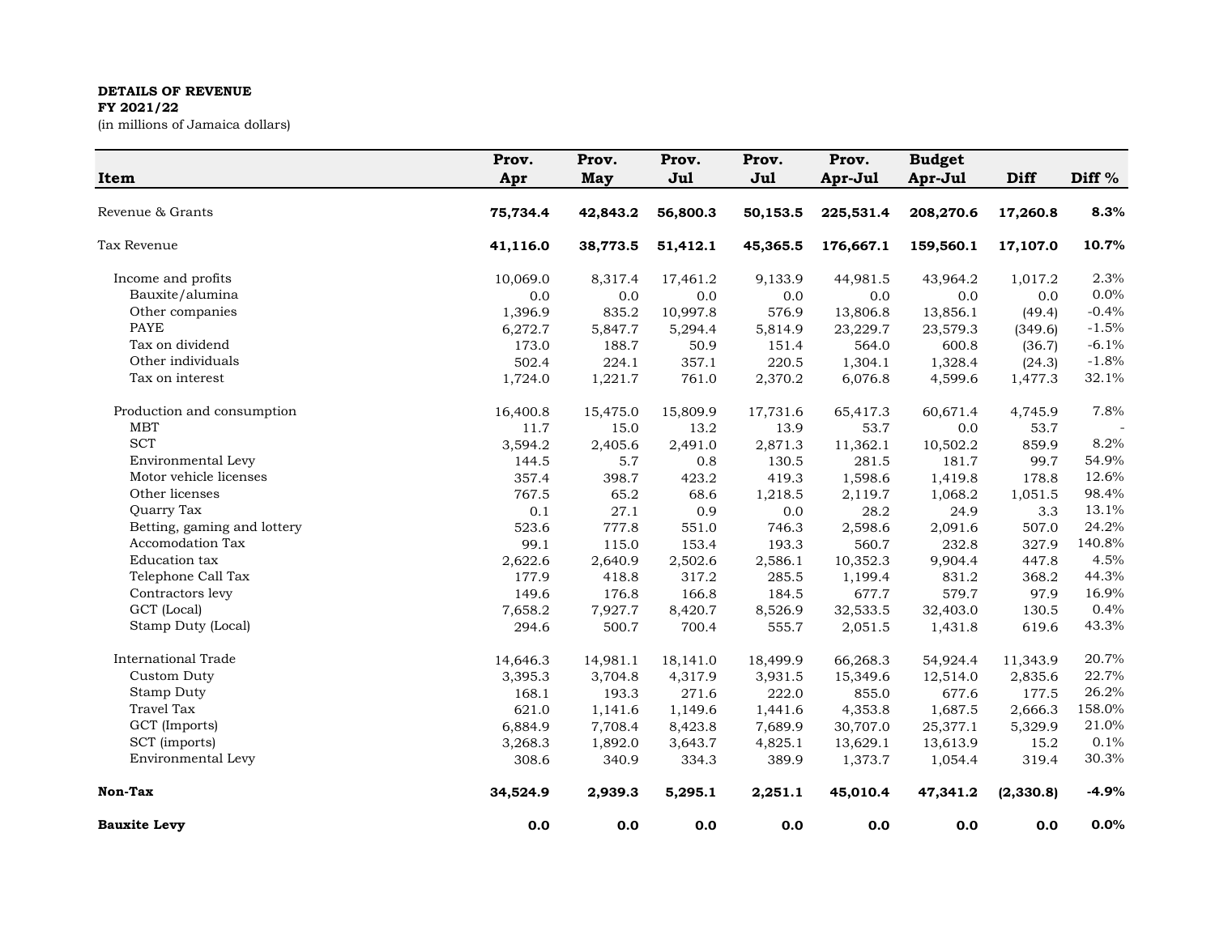**DETAILS OF REVENUE**
**FY 2021/22**
(in millions of Jamaica dollars)

| Item | Prov. Apr | Prov. May | Prov. Jul | Prov. Jul | Prov. Apr-Jul | Budget Apr-Jul | Diff | Diff % |
|---|---|---|---|---|---|---|---|---|
| Revenue & Grants | **75,734.4** | **42,843.2** | **56,800.3** | **50,153.5** | **225,531.4** | **208,270.6** | **17,260.8** | **8.3%** |
| Tax Revenue | **41,116.0** | **38,773.5** | **51,412.1** | **45,365.5** | **176,667.1** | **159,560.1** | **17,107.0** | **10.7%** |
| Income and profits | 10,069.0 | 8,317.4 | 17,461.2 | 9,133.9 | 44,981.5 | 43,964.2 | 1,017.2 | 2.3% |
| Bauxite/alumina | 0.0 | 0.0 | 0.0 | 0.0 | 0.0 | 0.0 | 0.0 | 0.0% |
| Other companies | 1,396.9 | 835.2 | 10,997.8 | 576.9 | 13,806.8 | 13,856.1 | (49.4) | -0.4% |
| PAYE | 6,272.7 | 5,847.7 | 5,294.4 | 5,814.9 | 23,229.7 | 23,579.3 | (349.6) | -1.5% |
| Tax on dividend | 173.0 | 188.7 | 50.9 | 151.4 | 564.0 | 600.8 | (36.7) | -6.1% |
| Other individuals | 502.4 | 224.1 | 357.1 | 220.5 | 1,304.1 | 1,328.4 | (24.3) | -1.8% |
| Tax on interest | 1,724.0 | 1,221.7 | 761.0 | 2,370.2 | 6,076.8 | 4,599.6 | 1,477.3 | 32.1% |
| Production and consumption | 16,400.8 | 15,475.0 | 15,809.9 | 17,731.6 | 65,417.3 | 60,671.4 | 4,745.9 | 7.8% |
| MBT | 11.7 | 15.0 | 13.2 | 13.9 | 53.7 | 0.0 | 53.7 | - |
| SCT | 3,594.2 | 2,405.6 | 2,491.0 | 2,871.3 | 11,362.1 | 10,502.2 | 859.9 | 8.2% |
| Environmental Levy | 144.5 | 5.7 | 0.8 | 130.5 | 281.5 | 181.7 | 99.7 | 54.9% |
| Motor vehicle licenses | 357.4 | 398.7 | 423.2 | 419.3 | 1,598.6 | 1,419.8 | 178.8 | 12.6% |
| Other licenses | 767.5 | 65.2 | 68.6 | 1,218.5 | 2,119.7 | 1,068.2 | 1,051.5 | 98.4% |
| Quarry Tax | 0.1 | 27.1 | 0.9 | 0.0 | 28.2 | 24.9 | 3.3 | 13.1% |
| Betting, gaming and lottery | 523.6 | 777.8 | 551.0 | 746.3 | 2,598.6 | 2,091.6 | 507.0 | 24.2% |
| Accomodation Tax | 99.1 | 115.0 | 153.4 | 193.3 | 560.7 | 232.8 | 327.9 | 140.8% |
| Education tax | 2,622.6 | 2,640.9 | 2,502.6 | 2,586.1 | 10,352.3 | 9,904.4 | 447.8 | 4.5% |
| Telephone Call Tax | 177.9 | 418.8 | 317.2 | 285.5 | 1,199.4 | 831.2 | 368.2 | 44.3% |
| Contractors levy | 149.6 | 176.8 | 166.8 | 184.5 | 677.7 | 579.7 | 97.9 | 16.9% |
| GCT (Local) | 7,658.2 | 7,927.7 | 8,420.7 | 8,526.9 | 32,533.5 | 32,403.0 | 130.5 | 0.4% |
| Stamp Duty (Local) | 294.6 | 500.7 | 700.4 | 555.7 | 2,051.5 | 1,431.8 | 619.6 | 43.3% |
| International Trade | 14,646.3 | 14,981.1 | 18,141.0 | 18,499.9 | 66,268.3 | 54,924.4 | 11,343.9 | 20.7% |
| Custom Duty | 3,395.3 | 3,704.8 | 4,317.9 | 3,931.5 | 15,349.6 | 12,514.0 | 2,835.6 | 22.7% |
| Stamp Duty | 168.1 | 193.3 | 271.6 | 222.0 | 855.0 | 677.6 | 177.5 | 26.2% |
| Travel Tax | 621.0 | 1,141.6 | 1,149.6 | 1,441.6 | 4,353.8 | 1,687.5 | 2,666.3 | 158.0% |
| GCT (Imports) | 6,884.9 | 7,708.4 | 8,423.8 | 7,689.9 | 30,707.0 | 25,377.1 | 5,329.9 | 21.0% |
| SCT (imports) | 3,268.3 | 1,892.0 | 3,643.7 | 4,825.1 | 13,629.1 | 13,613.9 | 15.2 | 0.1% |
| Environmental Levy | 308.6 | 340.9 | 334.3 | 389.9 | 1,373.7 | 1,054.4 | 319.4 | 30.3% |
| **Non-Tax** | **34,524.9** | **2,939.3** | **5,295.1** | **2,251.1** | **45,010.4** | **47,341.2** | **(2,330.8)** | **-4.9%** |
| **Bauxite Levy** | **0.0** | **0.0** | **0.0** | **0.0** | **0.0** | **0.0** | **0.0** | **0.0%** |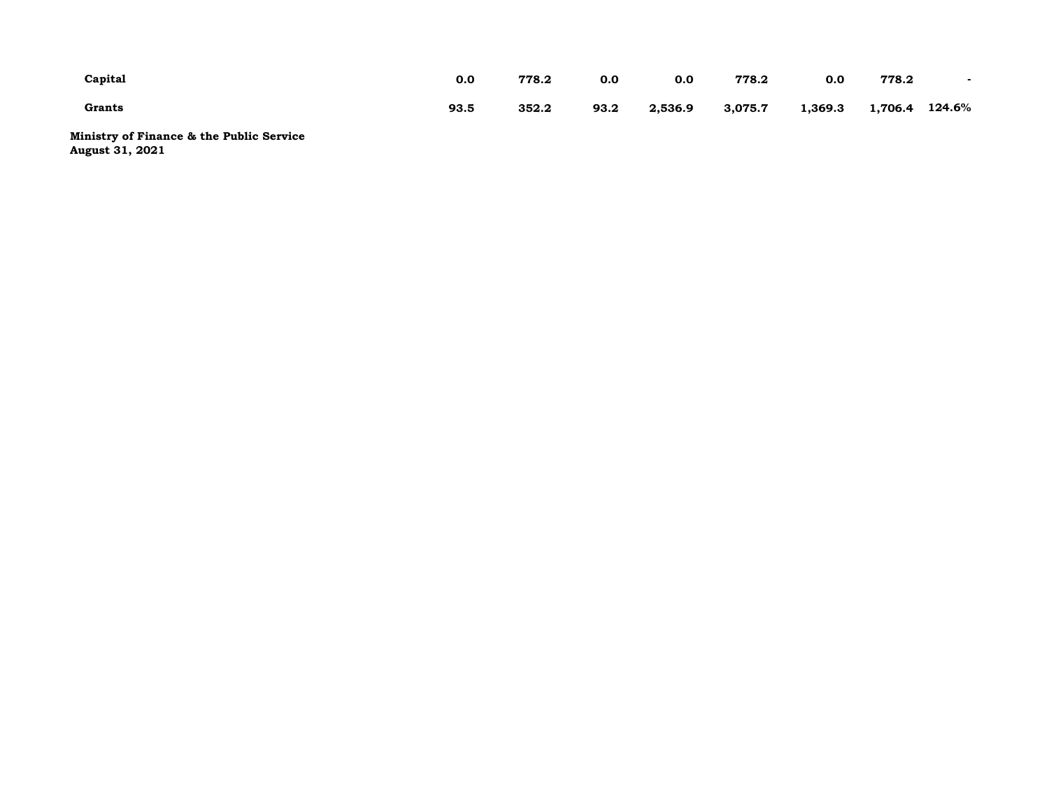| | | | | | | | | |
|---|---|---|---|---|---|---|---|---|
| **Capital** | **0.0** | **778.2** | **0.0** | **0.0** | **778.2** | **0.0** | **778.2** | **-** |
| **Grants** | **93.5** | **352.2** | **93.2** | **2,536.9** | **3,075.7** | **1,369.3** | **1,706.4** | **124.6%** |

**Ministry of Finance & the Public Service**
**August 31, 2021**